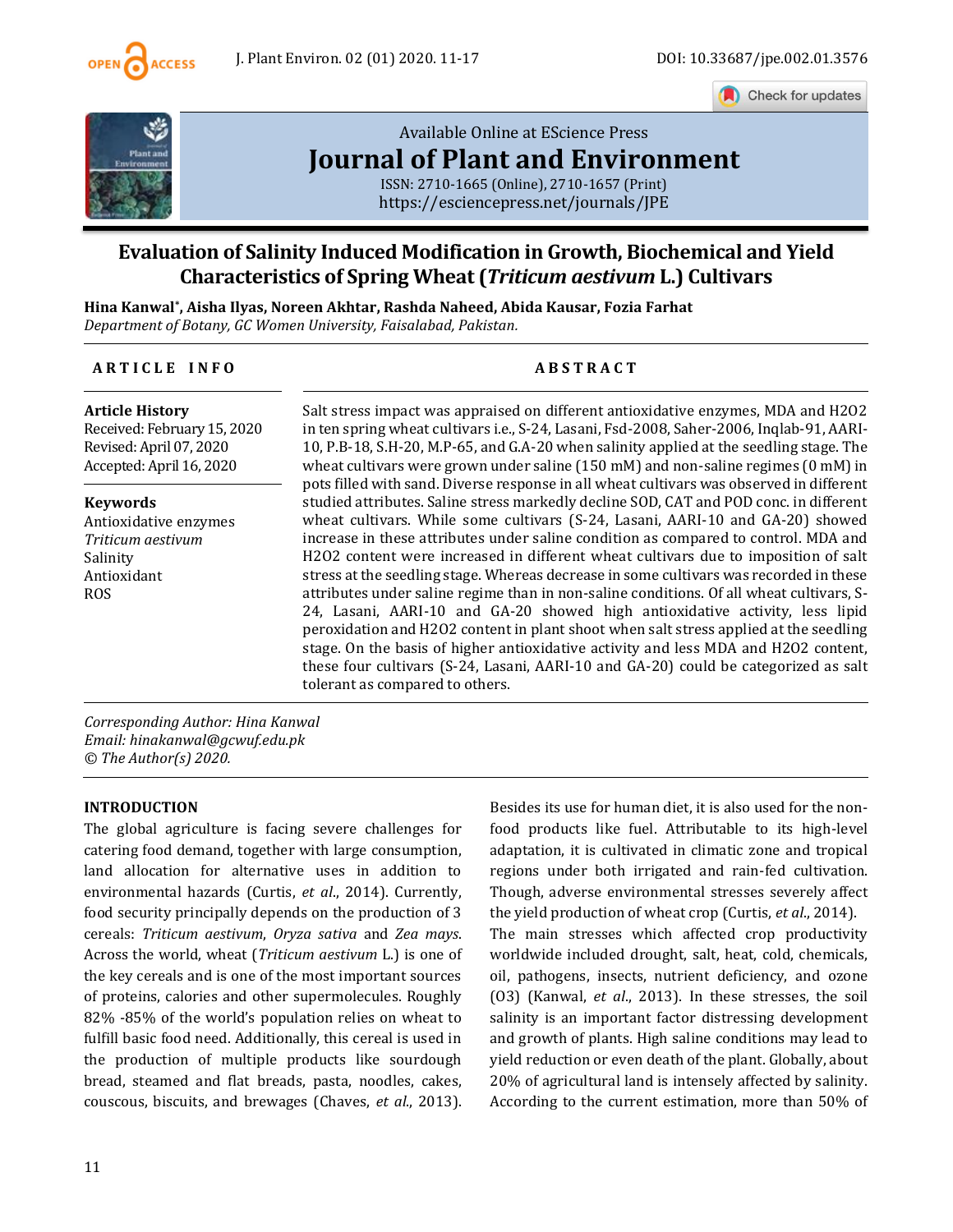# Evaluation of Salinity Induced Modification in Growth, Biochemical and Yield Characteristics of Spring Wheat (*Triticum aestivum* L.) Cultivars

**Hina Kanwal*, Aisha Ilyas, Noreen Akhtar, Rashda Naheed, Abida Kausar, Fozia Farhat**

*Department of Botany, GC Women University, Faisalabad, Pakistan.*

## ARTICLE INFO

**Article History**
Received: February 15, 2020
Revised: April 07, 2020
Accepted: April 16, 2020

**Keywords**
Antioxidative enzymes
*Triticum aestivum*
Salinity
Antioxidant
ROS

## ABSTRACT

Salt stress impact was appraised on different antioxidative enzymes, MDA and H2O2 in ten spring wheat cultivars i.e., S-24, Lasani, Fsd-2008, Saher-2006, Inqlab-91, AARI-10, P.B-18, S.H-20, M.P-65, and G.A-20 when salinity applied at the seedling stage. The wheat cultivars were grown under saline (150 mM) and non-saline regimes (0 mM) in pots filled with sand. Diverse response in all wheat cultivars was observed in different studied attributes. Saline stress markedly decline SOD, CAT and POD conc. in different wheat cultivars. While some cultivars (S-24, Lasani, AARI-10 and GA-20) showed increase in these attributes under saline condition as compared to control. MDA and H2O2 content were increased in different wheat cultivars due to imposition of salt stress at the seedling stage. Whereas decrease in some cultivars was recorded in these attributes under saline regime than in non-saline conditions. Of all wheat cultivars, S-24, Lasani, AARI-10 and GA-20 showed high antioxidative activity, less lipid peroxidation and H2O2 content in plant shoot when salt stress applied at the seedling stage. On the basis of higher antioxidative activity and less MDA and H2O2 content, these four cultivars (S-24, Lasani, AARI-10 and GA-20) could be categorized as salt tolerant as compared to others.

*Corresponding Author: Hina Kanwal*
*Email: hinakanwal@gcwuf.edu.pk*
*© The Author(s) 2020.*

## INTRODUCTION

The global agriculture is facing severe challenges for catering food demand, together with large consumption, land allocation for alternative uses in addition to environmental hazards (Curtis, *et al*., 2014). Currently, food security principally depends on the production of 3 cereals: *Triticum aestivum*, *Oryza sativa* and *Zea mays*. Across the world, wheat (*Triticum aestivum* L.) is one of the key cereals and is one of the most important sources of proteins, calories and other supermolecules. Roughly 82% -85% of the world's population relies on wheat to fulfill basic food need. Additionally, this cereal is used in the production of multiple products like sourdough bread, steamed and flat breads, pasta, noodles, cakes, couscous, biscuits, and brewages (Chaves, *et al*., 2013). Besides its use for human diet, it is also used for the non-food products like fuel. Attributable to its high-level adaptation, it is cultivated in climatic zone and tropical regions under both irrigated and rain-fed cultivation. Though, adverse environmental stresses severely affect the yield production of wheat crop (Curtis, *et al*., 2014). The main stresses which affected crop productivity worldwide included drought, salt, heat, cold, chemicals, oil, pathogens, insects, nutrient deficiency, and ozone (O3) (Kanwal, *et al*., 2013). In these stresses, the soil salinity is an important factor distressing development and growth of plants. High saline conditions may lead to yield reduction or even death of the plant. Globally, about 20% of agricultural land is intensely affected by salinity. According to the current estimation, more than 50% of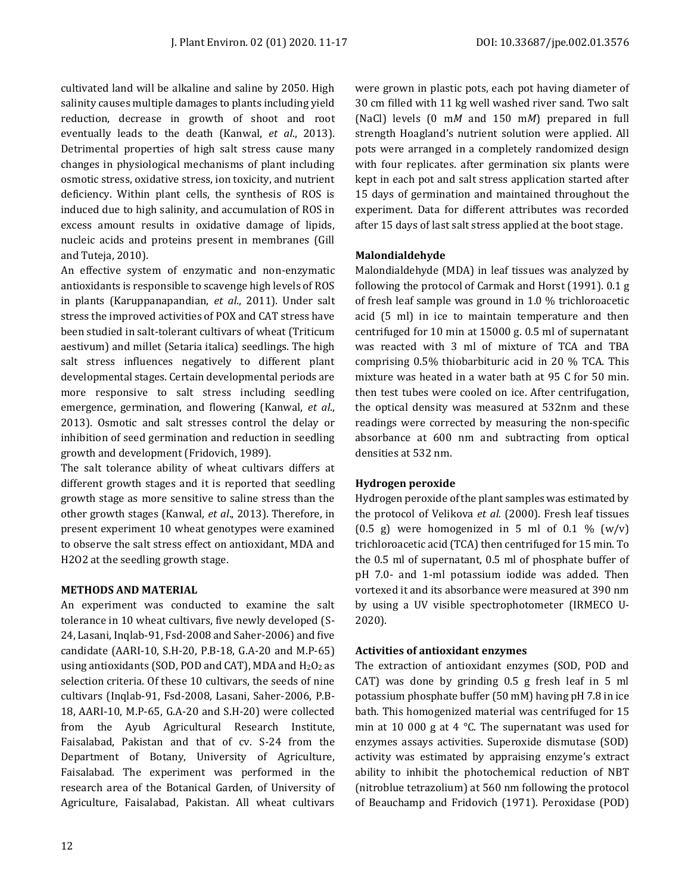cultivated land will be alkaline and saline by 2050. High salinity causes multiple damages to plants including yield reduction, decrease in growth of shoot and root eventually leads to the death (Kanwal, *et al*., 2013). Detrimental properties of high salt stress cause many changes in physiological mechanisms of plant including osmotic stress, oxidative stress, ion toxicity, and nutrient deficiency. Within plant cells, the synthesis of ROS is induced due to high salinity, and accumulation of ROS in excess amount results in oxidative damage of lipids, nucleic acids and proteins present in membranes (Gill and Tuteja, 2010).

An effective system of enzymatic and non-enzymatic antioxidants is responsible to scavenge high levels of ROS in plants (Karuppanapandian, *et al*., 2011). Under salt stress the improved activities of POX and CAT stress have been studied in salt-tolerant cultivars of wheat (Triticum aestivum) and millet (Setaria italica) seedlings. The high salt stress influences negatively to different plant developmental stages. Certain developmental periods are more responsive to salt stress including seedling emergence, germination, and flowering (Kanwal, *et al*., 2013). Osmotic and salt stresses control the delay or inhibition of seed germination and reduction in seedling growth and development (Fridovich, 1989).

The salt tolerance ability of wheat cultivars differs at different growth stages and it is reported that seedling growth stage as more sensitive to saline stress than the other growth stages (Kanwal, *et al*., 2013). Therefore, in present experiment 10 wheat genotypes were examined to observe the salt stress effect on antioxidant, MDA and H2O2 at the seedling growth stage.

**METHODS AND MATERIAL**

An experiment was conducted to examine the salt tolerance in 10 wheat cultivars, five newly developed (S-24, Lasani, Inqlab-91, Fsd-2008 and Saher-2006) and five candidate (AARI-10, S.H-20, P.B-18, G.A-20 and M.P-65) using antioxidants (SOD, POD and CAT), MDA and $H_2O_2$ as selection criteria. Of these 10 cultivars, the seeds of nine cultivars (Inqlab-91, Fsd-2008, Lasani, Saher-2006, P.B-18, AARI-10, M.P-65, G.A-20 and S.H-20) were collected from the Ayub Agricultural Research Institute, Faisalabad, Pakistan and that of cv. S-24 from the Department of Botany, University of Agriculture, Faisalabad. The experiment was performed in the research area of the Botanical Garden, of University of Agriculture, Faisalabad, Pakistan. All wheat cultivars were grown in plastic pots, each pot having diameter of 30 cm filled with 11 kg well washed river sand. Two salt (NaCl) levels (0 m*M* and 150 m*M*) prepared in full strength Hoagland's nutrient solution were applied. All pots were arranged in a completely randomized design with four replicates. after germination six plants were kept in each pot and salt stress application started after 15 days of germination and maintained throughout the experiment. Data for different attributes was recorded after 15 days of last salt stress applied at the boot stage.

**Malondialdehyde**

Malondialdehyde (MDA) in leaf tissues was analyzed by following the protocol of Carmak and Horst (1991). 0.1 g of fresh leaf sample was ground in 1.0 % trichloroacetic acid (5 ml) in ice to maintain temperature and then centrifuged for 10 min at 15000 g. 0.5 ml of supernatant was reacted with 3 ml of mixture of TCA and TBA comprising 0.5% thiobarbituric acid in 20 % TCA. This mixture was heated in a water bath at 95 C for 50 min. then test tubes were cooled on ice. After centrifugation, the optical density was measured at 532nm and these readings were corrected by measuring the non-specific absorbance at 600 nm and subtracting from optical densities at 532 nm.

**Hydrogen peroxide**

Hydrogen peroxide of the plant samples was estimated by the protocol of Velikova *et al.* (2000). Fresh leaf tissues (0.5 g) were homogenized in 5 ml of 0.1 % (w/v) trichloroacetic acid (TCA) then centrifuged for 15 min. To the 0.5 ml of supernatant, 0.5 ml of phosphate buffer of pH 7.0- and 1-ml potassium iodide was added. Then vortexed it and its absorbance were measured at 390 nm by using a UV visible spectrophotometer (IRMECO U-2020).

**Activities of antioxidant enzymes**

The extraction of antioxidant enzymes (SOD, POD and CAT) was done by grinding 0.5 g fresh leaf in 5 ml potassium phosphate buffer (50 mM) having pH 7.8 in ice bath. This homogenized material was centrifuged for 15 min at 10 000 g at 4 °C. The supernatant was used for enzymes assays activities. Superoxide dismutase (SOD) activity was estimated by appraising enzyme's extract ability to inhibit the photochemical reduction of NBT (nitroblue tetrazolium) at 560 nm following the protocol of Beauchamp and Fridovich (1971). Peroxidase (POD)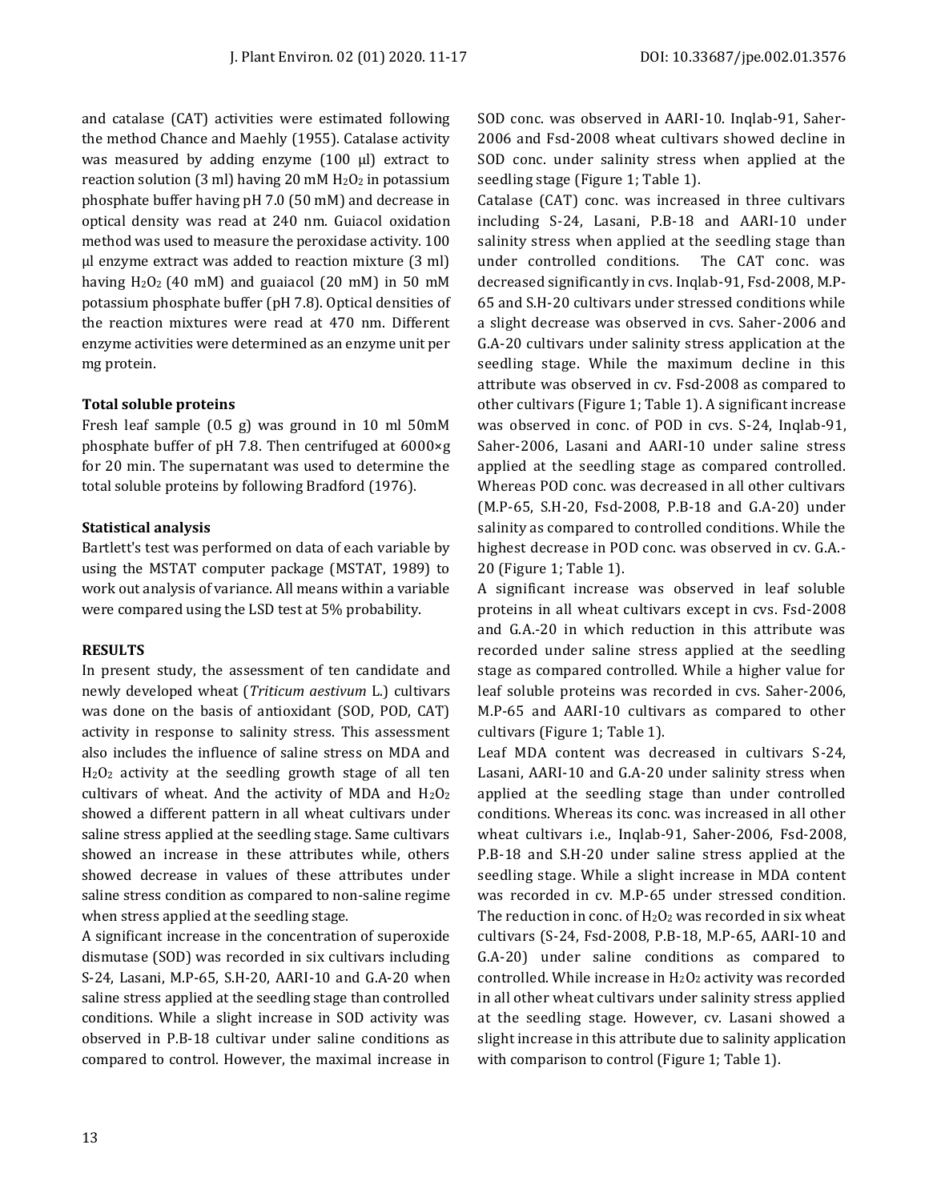and catalase (CAT) activities were estimated following the method Chance and Maehly (1955). Catalase activity was measured by adding enzyme (100 µl) extract to reaction solution (3 ml) having 20 mM $H_2O_2$ in potassium phosphate buffer having pH 7.0 (50 mM) and decrease in optical density was read at 240 nm. Guiacol oxidation method was used to measure the peroxidase activity. 100 µl enzyme extract was added to reaction mixture (3 ml) having $H_2O_2$ (40 mM) and guaiacol (20 mM) in 50 mM potassium phosphate buffer (pH 7.8). Optical densities of the reaction mixtures were read at 470 nm. Different enzyme activities were determined as an enzyme unit per mg protein.

**Total soluble proteins**

Fresh leaf sample (0.5 g) was ground in 10 ml 50mM phosphate buffer of pH 7.8. Then centrifuged at 6000×g for 20 min. The supernatant was used to determine the total soluble proteins by following Bradford (1976).

**Statistical analysis**

Bartlett's test was performed on data of each variable by using the MSTAT computer package (MSTAT, 1989) to work out analysis of variance. All means within a variable were compared using the LSD test at 5% probability.

**RESULTS**

In present study, the assessment of ten candidate and newly developed wheat (*Triticum aestivum* L.) cultivars was done on the basis of antioxidant (SOD, POD, CAT) activity in response to salinity stress. This assessment also includes the influence of saline stress on MDA and $H_2O_2$ activity at the seedling growth stage of all ten cultivars of wheat. And the activity of MDA and $H_2O_2$ showed a different pattern in all wheat cultivars under saline stress applied at the seedling stage. Same cultivars showed an increase in these attributes while, others showed decrease in values of these attributes under saline stress condition as compared to non-saline regime when stress applied at the seedling stage.

A significant increase in the concentration of superoxide dismutase (SOD) was recorded in six cultivars including S-24, Lasani, M.P-65, S.H-20, AARI-10 and G.A-20 when saline stress applied at the seedling stage than controlled conditions. While a slight increase in SOD activity was observed in P.B-18 cultivar under saline conditions as compared to control. However, the maximal increase in SOD conc. was observed in AARI-10. Inqlab-91, Saher-2006 and Fsd-2008 wheat cultivars showed decline in SOD conc. under salinity stress when applied at the seedling stage (Figure 1; Table 1).

Catalase (CAT) conc. was increased in three cultivars including S-24, Lasani, P.B-18 and AARI-10 under salinity stress when applied at the seedling stage than under controlled conditions. The CAT conc. was decreased significantly in cvs. Inqlab-91, Fsd-2008, M.P-65 and S.H-20 cultivars under stressed conditions while a slight decrease was observed in cvs. Saher-2006 and G.A-20 cultivars under salinity stress application at the seedling stage. While the maximum decline in this attribute was observed in cv. Fsd-2008 as compared to other cultivars (Figure 1; Table 1). A significant increase was observed in conc. of POD in cvs. S-24, Inqlab-91, Saher-2006, Lasani and AARI-10 under saline stress applied at the seedling stage as compared controlled. Whereas POD conc. was decreased in all other cultivars (M.P-65, S.H-20, Fsd-2008, P.B-18 and G.A-20) under salinity as compared to controlled conditions. While the highest decrease in POD conc. was observed in cv. G.A.-20 (Figure 1; Table 1).

A significant increase was observed in leaf soluble proteins in all wheat cultivars except in cvs. Fsd-2008 and G.A.-20 in which reduction in this attribute was recorded under saline stress applied at the seedling stage as compared controlled. While a higher value for leaf soluble proteins was recorded in cvs. Saher-2006, M.P-65 and AARI-10 cultivars as compared to other cultivars (Figure 1; Table 1).

Leaf MDA content was decreased in cultivars S-24, Lasani, AARI-10 and G.A-20 under salinity stress when applied at the seedling stage than under controlled conditions. Whereas its conc. was increased in all other wheat cultivars i.e., Inqlab-91, Saher-2006, Fsd-2008, P.B-18 and S.H-20 under saline stress applied at the seedling stage. While a slight increase in MDA content was recorded in cv. M.P-65 under stressed condition. The reduction in conc. of $H_2O_2$ was recorded in six wheat cultivars (S-24, Fsd-2008, P.B-18, M.P-65, AARI-10 and G.A-20) under saline conditions as compared to controlled. While increase in $H_2O_2$ activity was recorded in all other wheat cultivars under salinity stress applied at the seedling stage. However, cv. Lasani showed a slight increase in this attribute due to salinity application with comparison to control (Figure 1; Table 1).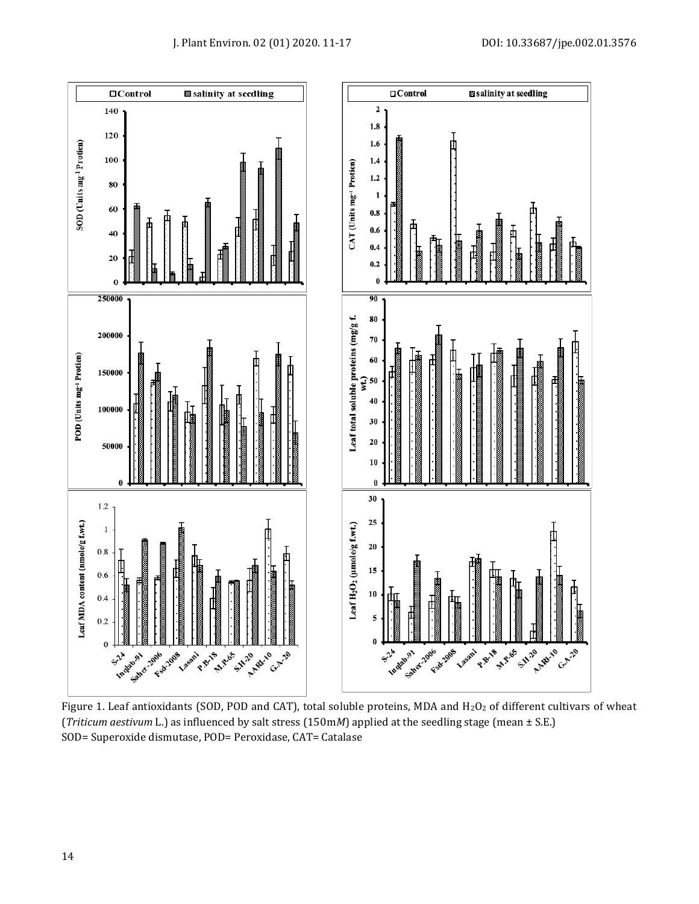Figure 1. Leaf antioxidants (SOD, POD and CAT), total soluble proteins, MDA and $H_2O_2$ of different cultivars of wheat (*Triticum aestivum* L.) as influenced by salt stress (150m*M*) applied at the seedling stage (mean ± S.E.)
SOD= Superoxide dismutase, POD= Peroxidase, CAT= Catalase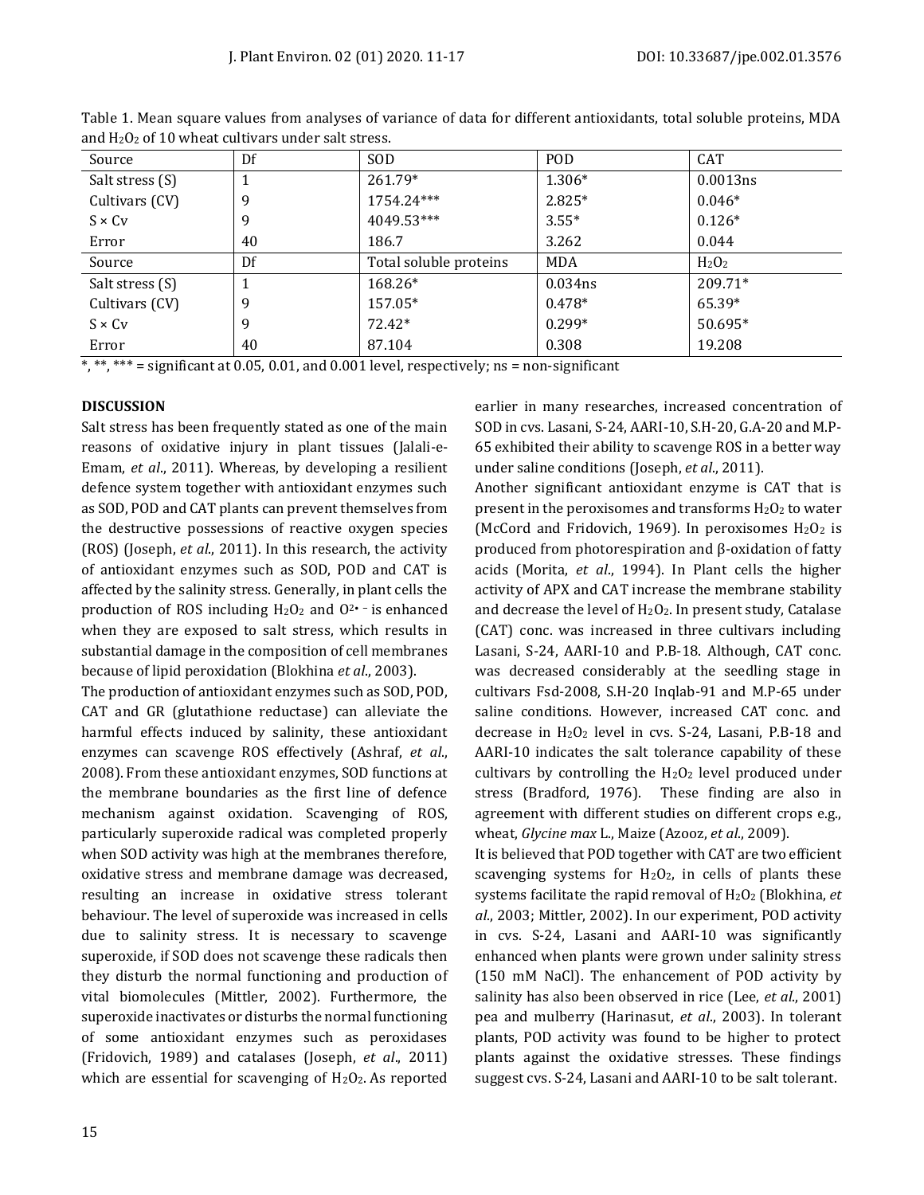Table 1. Mean square values from analyses of variance of data for different antioxidants, total soluble proteins, MDA and $H_2O_2$ of 10 wheat cultivars under salt stress.

| Source | Df | SOD | POD | CAT |
|---|---|---|---|---|
| Salt stress (S) | 1 | 261.79* | 1.306* | 0.0013ns |
| Cultivars (CV) | 9 | 1754.24*** | 2.825* | 0.046* |
| S × Cv | 9 | 4049.53*** | 3.55* | 0.126* |
| Error | 40 | 186.7 | 3.262 | 0.044 |
| **Source** | **Df** | **Total soluble proteins** | **MDA** | **$H_2O_2$** |
| Salt stress (S) | 1 | 168.26* | 0.034ns | 209.71* |
| Cultivars (CV) | 9 | 157.05* | 0.478* | 65.39* |
| S × Cv | 9 | 72.42* | 0.299* | 50.695* |
| Error | 40 | 87.104 | 0.308 | 19.208 |

*, **, *** = significant at 0.05, 0.01, and 0.001 level, respectively; ns = non-significant

## DISCUSSION

Salt stress has been frequently stated as one of the main reasons of oxidative injury in plant tissues (Jalali-e-Emam, *et al*., 2011). Whereas, by developing a resilient defence system together with antioxidant enzymes such as SOD, POD and CAT plants can prevent themselves from the destructive possessions of reactive oxygen species (ROS) (Joseph, *et al*., 2011). In this research, the activity of antioxidant enzymes such as SOD, POD and CAT is affected by the salinity stress. Generally, in plant cells the production of ROS including $H_2O_2$ and $O^{2\bullet -}$ is enhanced when they are exposed to salt stress, which results in substantial damage in the composition of cell membranes because of lipid peroxidation (Blokhina *et al*., 2003).

The production of antioxidant enzymes such as SOD, POD, CAT and GR (glutathione reductase) can alleviate the harmful effects induced by salinity, these antioxidant enzymes can scavenge ROS effectively (Ashraf, *et al*., 2008). From these antioxidant enzymes, SOD functions at the membrane boundaries as the first line of defence mechanism against oxidation. Scavenging of ROS, particularly superoxide radical was completed properly when SOD activity was high at the membranes therefore, oxidative stress and membrane damage was decreased, resulting an increase in oxidative stress tolerant behaviour. The level of superoxide was increased in cells due to salinity stress. It is necessary to scavenge superoxide, if SOD does not scavenge these radicals then they disturb the normal functioning and production of vital biomolecules (Mittler, 2002). Furthermore, the superoxide inactivates or disturbs the normal functioning of some antioxidant enzymes such as peroxidases (Fridovich, 1989) and catalases (Joseph, *et al*., 2011) which are essential for scavenging of $H_2O_2$. As reported earlier in many researches, increased concentration of SOD in cvs. Lasani, S-24, AARI-10, S.H-20, G.A-20 and M.P-65 exhibited their ability to scavenge ROS in a better way under saline conditions (Joseph, *et al*., 2011).

Another significant antioxidant enzyme is CAT that is present in the peroxisomes and transforms $H_2O_2$ to water (McCord and Fridovich, 1969). In peroxisomes $H_2O_2$ is produced from photorespiration and β-oxidation of fatty acids (Morita, *et al*., 1994). In Plant cells the higher activity of APX and CAT increase the membrane stability and decrease the level of $H_2O_2$. In present study, Catalase (CAT) conc. was increased in three cultivars including Lasani, S-24, AARI-10 and P.B-18. Although, CAT conc. was decreased considerably at the seedling stage in cultivars Fsd-2008, S.H-20 Inqlab-91 and M.P-65 under saline conditions. However, increased CAT conc. and decrease in $H_2O_2$ level in cvs. S-24, Lasani, P.B-18 and AARI-10 indicates the salt tolerance capability of these cultivars by controlling the $H_2O_2$ level produced under stress (Bradford, 1976). These finding are also in agreement with different studies on different crops e.g., wheat, *Glycine max* L., Maize (Azooz, *et al*., 2009).

It is believed that POD together with CAT are two efficient scavenging systems for $H_2O_2$, in cells of plants these systems facilitate the rapid removal of $H_2O_2$ (Blokhina, *et al*., 2003; Mittler, 2002). In our experiment, POD activity in cvs. S-24, Lasani and AARI-10 was significantly enhanced when plants were grown under salinity stress (150 mM NaCl). The enhancement of POD activity by salinity has also been observed in rice (Lee, *et al*., 2001) pea and mulberry (Harinasut, *et al*., 2003). In tolerant plants, POD activity was found to be higher to protect plants against the oxidative stresses. These findings suggest cvs. S-24, Lasani and AARI-10 to be salt tolerant.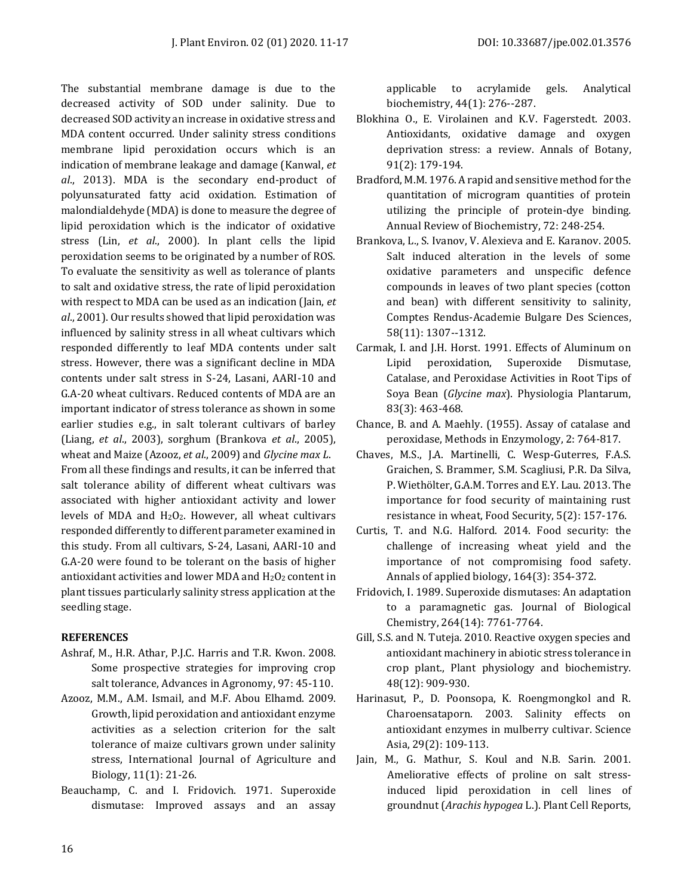The substantial membrane damage is due to the decreased activity of SOD under salinity. Due to decreased SOD activity an increase in oxidative stress and MDA content occurred. Under salinity stress conditions membrane lipid peroxidation occurs which is an indication of membrane leakage and damage (Kanwal, *et al*., 2013). MDA is the secondary end-product of polyunsaturated fatty acid oxidation. Estimation of malondialdehyde (MDA) is done to measure the degree of lipid peroxidation which is the indicator of oxidative stress (Lin, *et al*., 2000). In plant cells the lipid peroxidation seems to be originated by a number of ROS. To evaluate the sensitivity as well as tolerance of plants to salt and oxidative stress, the rate of lipid peroxidation with respect to MDA can be used as an indication (Jain, *et al*., 2001). Our results showed that lipid peroxidation was influenced by salinity stress in all wheat cultivars which responded differently to leaf MDA contents under salt stress. However, there was a significant decline in MDA contents under salt stress in S-24, Lasani, AARI-10 and G.A-20 wheat cultivars. Reduced contents of MDA are an important indicator of stress tolerance as shown in some earlier studies e.g., in salt tolerant cultivars of barley (Liang, *et al*., 2003), sorghum (Brankova *et al*., 2005), wheat and Maize (Azooz, *et al*., 2009) and *Glycine max L*.

From all these findings and results, it can be inferred that salt tolerance ability of different wheat cultivars was associated with higher antioxidant activity and lower levels of MDA and $H_2O_2$. However, all wheat cultivars responded differently to different parameter examined in this study. From all cultivars, S-24, Lasani, AARI-10 and G.A-20 were found to be tolerant on the basis of higher antioxidant activities and lower MDA and $H_2O_2$ content in plant tissues particularly salinity stress application at the seedling stage.

**REFERENCES**

Ashraf, M., H.R. Athar, P.J.C. Harris and T.R. Kwon. 2008. Some prospective strategies for improving crop salt tolerance, Advances in Agronomy, 97: 45-110.

Azooz, M.M., A.M. Ismail, and M.F. Abou Elhamd. 2009. Growth, lipid peroxidation and antioxidant enzyme activities as a selection criterion for the salt tolerance of maize cultivars grown under salinity stress, International Journal of Agriculture and Biology, 11(1): 21-26.

Beauchamp, C. and I. Fridovich. 1971. Superoxide dismutase: Improved assays and an assay applicable to acrylamide gels. Analytical biochemistry, 44(1): 276--287.

Blokhina O., E. Virolainen and K.V. Fagerstedt. 2003. Antioxidants, oxidative damage and oxygen deprivation stress: a review. Annals of Botany, 91(2): 179-194.

Bradford, M.M. 1976. A rapid and sensitive method for the quantitation of microgram quantities of protein utilizing the principle of protein-dye binding. Annual Review of Biochemistry, 72: 248-254.

Brankova, L., S. Ivanov, V. Alexieva and E. Karanov. 2005. Salt induced alteration in the levels of some oxidative parameters and unspecific defence compounds in leaves of two plant species (cotton and bean) with different sensitivity to salinity, Comptes Rendus-Academie Bulgare Des Sciences, 58(11): 1307--1312.

Carmak, I. and J.H. Horst. 1991. Effects of Aluminum on Lipid peroxidation, Superoxide Dismutase, Catalase, and Peroxidase Activities in Root Tips of Soya Bean (*Glycine max*). Physiologia Plantarum, 83(3): 463-468.

Chance, B. and A. Maehly. (1955). Assay of catalase and peroxidase, Methods in Enzymology, 2: 764-817.

Chaves, M.S., J.A. Martinelli, C. Wesp-Guterres, F.A.S. Graichen, S. Brammer, S.M. Scagliusi, P.R. Da Silva, P. Wiethölter, G.A.M. Torres and E.Y. Lau. 2013. The importance for food security of maintaining rust resistance in wheat, Food Security, 5(2): 157-176.

Curtis, T. and N.G. Halford. 2014. Food security: the challenge of increasing wheat yield and the importance of not compromising food safety. Annals of applied biology, 164(3): 354-372.

Fridovich, I. 1989. Superoxide dismutases: An adaptation to a paramagnetic gas. Journal of Biological Chemistry, 264(14): 7761-7764.

Gill, S.S. and N. Tuteja. 2010. Reactive oxygen species and antioxidant machinery in abiotic stress tolerance in crop plant., Plant physiology and biochemistry. 48(12): 909-930.

Harinasut, P., D. Poonsopa, K. Roengmongkol and R. Charoensataporn. 2003. Salinity effects on antioxidant enzymes in mulberry cultivar. Science Asia, 29(2): 109-113.

Jain, M., G. Mathur, S. Koul and N.B. Sarin. 2001. Ameliorative effects of proline on salt stress-induced lipid peroxidation in cell lines of groundnut (*Arachis hypogea* L.). Plant Cell Reports,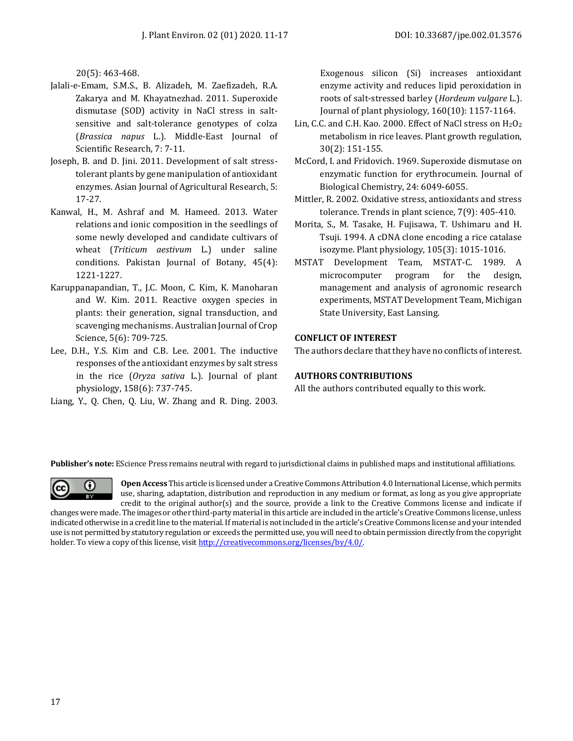20(5): 463-468.

Jalali-e-Emam, S.M.S., B. Alizadeh, M. Zaefizadeh, R.A. Zakarya and M. Khayatnezhad. 2011. Superoxide dismutase (SOD) activity in NaCl stress in salt-sensitive and salt-tolerance genotypes of colza (*Brassica napus* L.). Middle-East Journal of Scientific Research, 7: 7-11.

Joseph, B. and D. Jini. 2011. Development of salt stress-tolerant plants by gene manipulation of antioxidant enzymes. Asian Journal of Agricultural Research, 5: 17-27.

Kanwal, H., M. Ashraf and M. Hameed. 2013. Water relations and ionic composition in the seedlings of some newly developed and candidate cultivars of wheat (*Triticum aestivum* L.) under saline conditions. Pakistan Journal of Botany, 45(4): 1221-1227.

Karuppanapandian, T., J.C. Moon, C. Kim, K. Manoharan and W. Kim. 2011. Reactive oxygen species in plants: their generation, signal transduction, and scavenging mechanisms. Australian Journal of Crop Science, 5(6): 709-725.

Lee, D.H., Y.S. Kim and C.B. Lee. 2001. The inductive responses of the antioxidant enzymes by salt stress in the rice (*Oryza sativa* L.). Journal of plant physiology, 158(6): 737-745.

Liang, Y., Q. Chen, Q. Liu, W. Zhang and R. Ding. 2003. Exogenous silicon (Si) increases antioxidant enzyme activity and reduces lipid peroxidation in roots of salt-stressed barley (*Hordeum vulgare* L.). Journal of plant physiology, 160(10): 1157-1164.

Lin, C.C. and C.H. Kao. 2000. Effect of NaCl stress on $H_2O_2$ metabolism in rice leaves. Plant growth regulation, 30(2): 151-155.

McCord, I. and Fridovich. 1969. Superoxide dismutase on enzymatic function for erythrocumein. Journal of Biological Chemistry, 24: 6049-6055.

Mittler, R. 2002. Oxidative stress, antioxidants and stress tolerance. Trends in plant science, 7(9): 405-410.

Morita, S., M. Tasake, H. Fujisawa, T. Ushimaru and H. Tsuji. 1994. A cDNA clone encoding a rice catalase isozyme. Plant physiology, 105(3): 1015-1016.

MSTAT Development Team, MSTAT-C. 1989. A microcomputer program for the design, management and analysis of agronomic research experiments, MSTAT Development Team, Michigan State University, East Lansing.

## CONFLICT OF INTEREST

The authors declare that they have no conflicts of interest.

## AUTHORS CONTRIBUTIONS

All the authors contributed equally to this work.

**Publisher's note:** EScience Press remains neutral with regard to jurisdictional claims in published maps and institutional affiliations.

**Open Access** This article is licensed under a Creative Commons Attribution 4.0 International License, which permits use, sharing, adaptation, distribution and reproduction in any medium or format, as long as you give appropriate credit to the original author(s) and the source, provide a link to the Creative Commons license and indicate if changes were made. The images or other third-party material in this article are included in the article's Creative Commons license, unless indicated otherwise in a credit line to the material. If material is not included in the article's Creative Commons license and your intended use is not permitted by statutory regulation or exceeds the permitted use, you will need to obtain permission directly from the copyright holder. To view a copy of this license, visit http://creativecommons.org/licenses/by/4.0/.